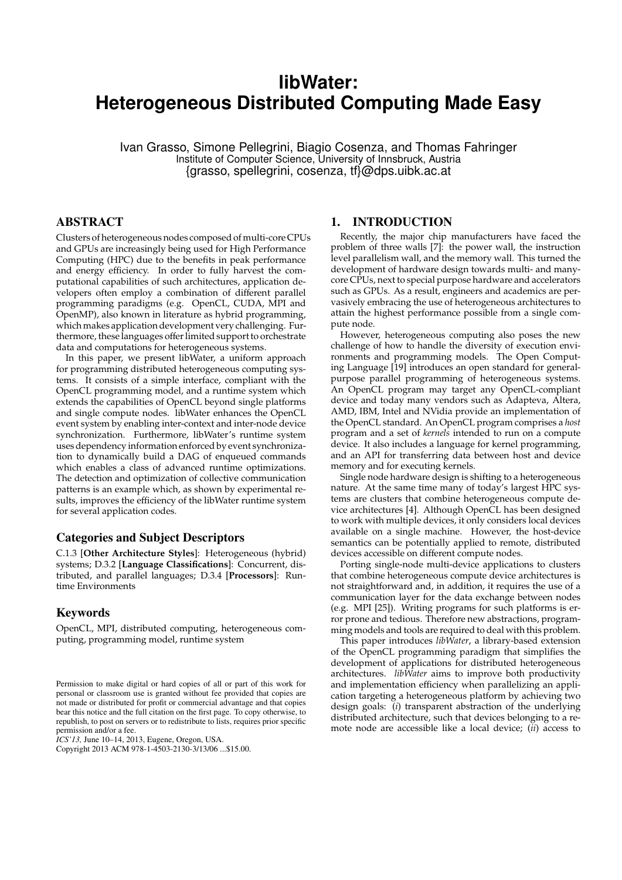# libWater: Heterogeneous Distributed Computing Made Easy

Ivan Grasso, Simone Pellegrini, Biagio Cosenza, and Thomas Fahringer
Institute of Computer Science, University of Innsbruck, Austria
{grasso, spellegrini, cosenza, tf}@dps.uibk.ac.at

## ABSTRACT

Clusters of heterogeneous nodes composed of multi-core CPUs and GPUs are increasingly being used for High Performance Computing (HPC) due to the benefits in peak performance and energy efficiency. In order to fully harvest the computational capabilities of such architectures, application developers often employ a combination of different parallel programming paradigms (e.g. OpenCL, CUDA, MPI and OpenMP), also known in literature as hybrid programming, which makes application development very challenging. Furthermore, these languages offer limited support to orchestrate data and computations for heterogeneous systems.

In this paper, we present libWater, a uniform approach for programming distributed heterogeneous computing systems. It consists of a simple interface, compliant with the OpenCL programming model, and a runtime system which extends the capabilities of OpenCL beyond single platforms and single compute nodes. libWater enhances the OpenCL event system by enabling inter-context and inter-node device synchronization. Furthermore, libWater's runtime system uses dependency information enforced by event synchronization to dynamically build a DAG of enqueued commands which enables a class of advanced runtime optimizations. The detection and optimization of collective communication patterns is an example which, as shown by experimental results, improves the efficiency of the libWater runtime system for several application codes.

### Categories and Subject Descriptors

C.1.3 [**Other Architecture Styles**]: Heterogeneous (hybrid) systems; D.3.2 [**Language Classifications**]: Concurrent, distributed, and parallel languages; D.3.4 [**Processors**]: Runtime Environments

### Keywords

OpenCL, MPI, distributed computing, heterogeneous computing, programming model, runtime system

Permission to make digital or hard copies of all or part of this work for personal or classroom use is granted without fee provided that copies are not made or distributed for profit or commercial advantage and that copies bear this notice and the full citation on the first page. To copy otherwise, to republish, to post on servers or to redistribute to lists, requires prior specific permission and/or a fee.
*ICS'13,* June 10–14, 2013, Eugene, Oregon, USA.
Copyright 2013 ACM 978-1-4503-2130-3/13/06 ...$15.00.

## 1. INTRODUCTION

Recently, the major chip manufacturers have faced the problem of three walls [7]: the power wall, the instruction level parallelism wall, and the memory wall. This turned the development of hardware design towards multi- and many-core CPUs, next to special purpose hardware and accelerators such as GPUs. As a result, engineers and academics are pervasively embracing the use of heterogeneous architectures to attain the highest performance possible from a single compute node.

However, heterogeneous computing also poses the new challenge of how to handle the diversity of execution environments and programming models. The Open Computing Language [19] introduces an open standard for general-purpose parallel programming of heterogeneous systems. An OpenCL program may target any OpenCL-compliant device and today many vendors such as Adapteva, Altera, AMD, IBM, Intel and NVidia provide an implementation of the OpenCL standard. An OpenCL program comprises a *host* program and a set of *kernels* intended to run on a compute device. It also includes a language for kernel programming, and an API for transferring data between host and device memory and for executing kernels.

Single node hardware design is shifting to a heterogeneous nature. At the same time many of today's largest HPC systems are clusters that combine heterogeneous compute device architectures [4]. Although OpenCL has been designed to work with multiple devices, it only considers local devices available on a single machine. However, the host-device semantics can be potentially applied to remote, distributed devices accessible on different compute nodes.

Porting single-node multi-device applications to clusters that combine heterogeneous compute device architectures is not straightforward and, in addition, it requires the use of a communication layer for the data exchange between nodes (e.g. MPI [25]). Writing programs for such platforms is error prone and tedious. Therefore new abstractions, programming models and tools are required to deal with this problem.

This paper introduces *libWater*, a library-based extension of the OpenCL programming paradigm that simplifies the development of applications for distributed heterogeneous architectures. *libWater* aims to improve both productivity and implementation efficiency when parallelizing an application targeting a heterogeneous platform by achieving two design goals: (*i*) transparent abstraction of the underlying distributed architecture, such that devices belonging to a remote node are accessible like a local device; (*ii*) access to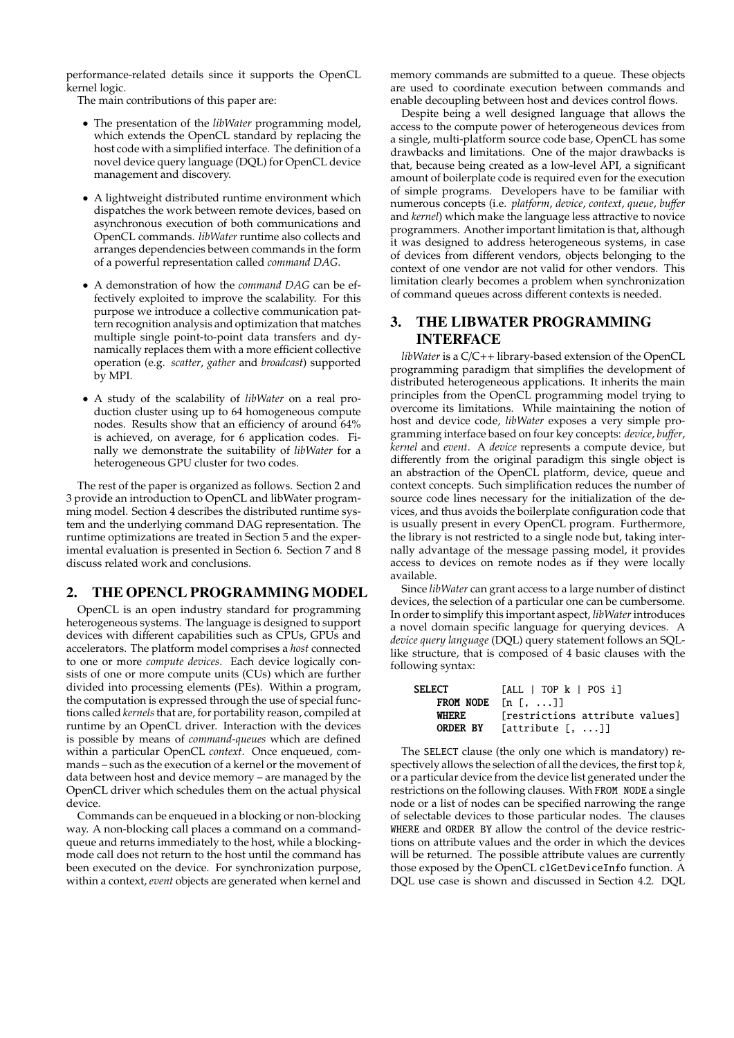performance-related details since it supports the OpenCL kernel logic.

The main contributions of this paper are:

- The presentation of the *libWater* programming model, which extends the OpenCL standard by replacing the host code with a simplified interface. The definition of a novel device query language (DQL) for OpenCL device management and discovery.
- A lightweight distributed runtime environment which dispatches the work between remote devices, based on asynchronous execution of both communications and OpenCL commands. *libWater* runtime also collects and arranges dependencies between commands in the form of a powerful representation called *command DAG*.
- A demonstration of how the *command DAG* can be effectively exploited to improve the scalability. For this purpose we introduce a collective communication pattern recognition analysis and optimization that matches multiple single point-to-point data transfers and dynamically replaces them with a more efficient collective operation (e.g. *scatter*, *gather* and *broadcast*) supported by MPI.
- A study of the scalability of *libWater* on a real production cluster using up to 64 homogeneous compute nodes. Results show that an efficiency of around 64% is achieved, on average, for 6 application codes. Finally we demonstrate the suitability of *libWater* for a heterogeneous GPU cluster for two codes.

The rest of the paper is organized as follows. Section 2 and 3 provide an introduction to OpenCL and libWater programming model. Section 4 describes the distributed runtime system and the underlying command DAG representation. The runtime optimizations are treated in Section 5 and the experimental evaluation is presented in Section 6. Section 7 and 8 discuss related work and conclusions.

## 2. THE OPENCL PROGRAMMING MODEL

OpenCL is an open industry standard for programming heterogeneous systems. The language is designed to support devices with different capabilities such as CPUs, GPUs and accelerators. The platform model comprises a *host* connected to one or more *compute devices*. Each device logically consists of one or more compute units (CUs) which are further divided into processing elements (PEs). Within a program, the computation is expressed through the use of special functions called *kernels* that are, for portability reason, compiled at runtime by an OpenCL driver. Interaction with the devices is possible by means of *command-queues* which are defined within a particular OpenCL *context*. Once enqueued, commands – such as the execution of a kernel or the movement of data between host and device memory – are managed by the OpenCL driver which schedules them on the actual physical device.

Commands can be enqueued in a blocking or non-blocking way. A non-blocking call places a command on a command-queue and returns immediately to the host, while a blocking-mode call does not return to the host until the command has been executed on the device. For synchronization purpose, within a context, *event* objects are generated when kernel and memory commands are submitted to a queue. These objects are used to coordinate execution between commands and enable decoupling between host and devices control flows.

Despite being a well designed language that allows the access to the compute power of heterogeneous devices from a single, multi-platform source code base, OpenCL has some drawbacks and limitations. One of the major drawbacks is that, because being created as a low-level API, a significant amount of boilerplate code is required even for the execution of simple programs. Developers have to be familiar with numerous concepts (i.e. *platform*, *device*, *context*, *queue*, *buffer* and *kernel*) which make the language less attractive to novice programmers. Another important limitation is that, although it was designed to address heterogeneous systems, in case of devices from different vendors, objects belonging to the context of one vendor are not valid for other vendors. This limitation clearly becomes a problem when synchronization of command queues across different contexts is needed.

## 3. THE LIBWATER PROGRAMMING INTERFACE

*libWater* is a C/C++ library-based extension of the OpenCL programming paradigm that simplifies the development of distributed heterogeneous applications. It inherits the main principles from the OpenCL programming model trying to overcome its limitations. While maintaining the notion of host and device code, *libWater* exposes a very simple programming interface based on four key concepts: *device*, *buffer*, *kernel* and *event*. A *device* represents a compute device, but differently from the original paradigm this single object is an abstraction of the OpenCL platform, device, queue and context concepts. Such simplification reduces the number of source code lines necessary for the initialization of the devices, and thus avoids the boilerplate configuration code that is usually present in every OpenCL program. Furthermore, the library is not restricted to a single node but, taking internally advantage of the message passing model, it provides access to devices on remote nodes as if they were locally available.

Since *libWater* can grant access to a large number of distinct devices, the selection of a particular one can be cumbersome. In order to simplify this important aspect, *libWater* introduces a novel domain specific language for querying devices. A *device query language* (DQL) query statement follows an SQL-like structure, that is composed of 4 basic clauses with the following syntax:

```
SELECT       [ALL | TOP k | POS i]
    FROM NODE  [n [, ...]]
    WHERE      [restrictions attribute values]
    ORDER BY   [attribute [, ...]]
```

The SELECT clause (the only one which is mandatory) respectively allows the selection of all the devices, the first top $k$, or a particular device from the device list generated under the restrictions on the following clauses. With FROM NODE a single node or a list of nodes can be specified narrowing the range of selectable devices to those particular nodes. The clauses WHERE and ORDER BY allow the control of the device restrictions on attribute values and the order in which the devices will be returned. The possible attribute values are currently those exposed by the OpenCL `clGetDeviceInfo` function. A DQL use case is shown and discussed in Section 4.2. DQL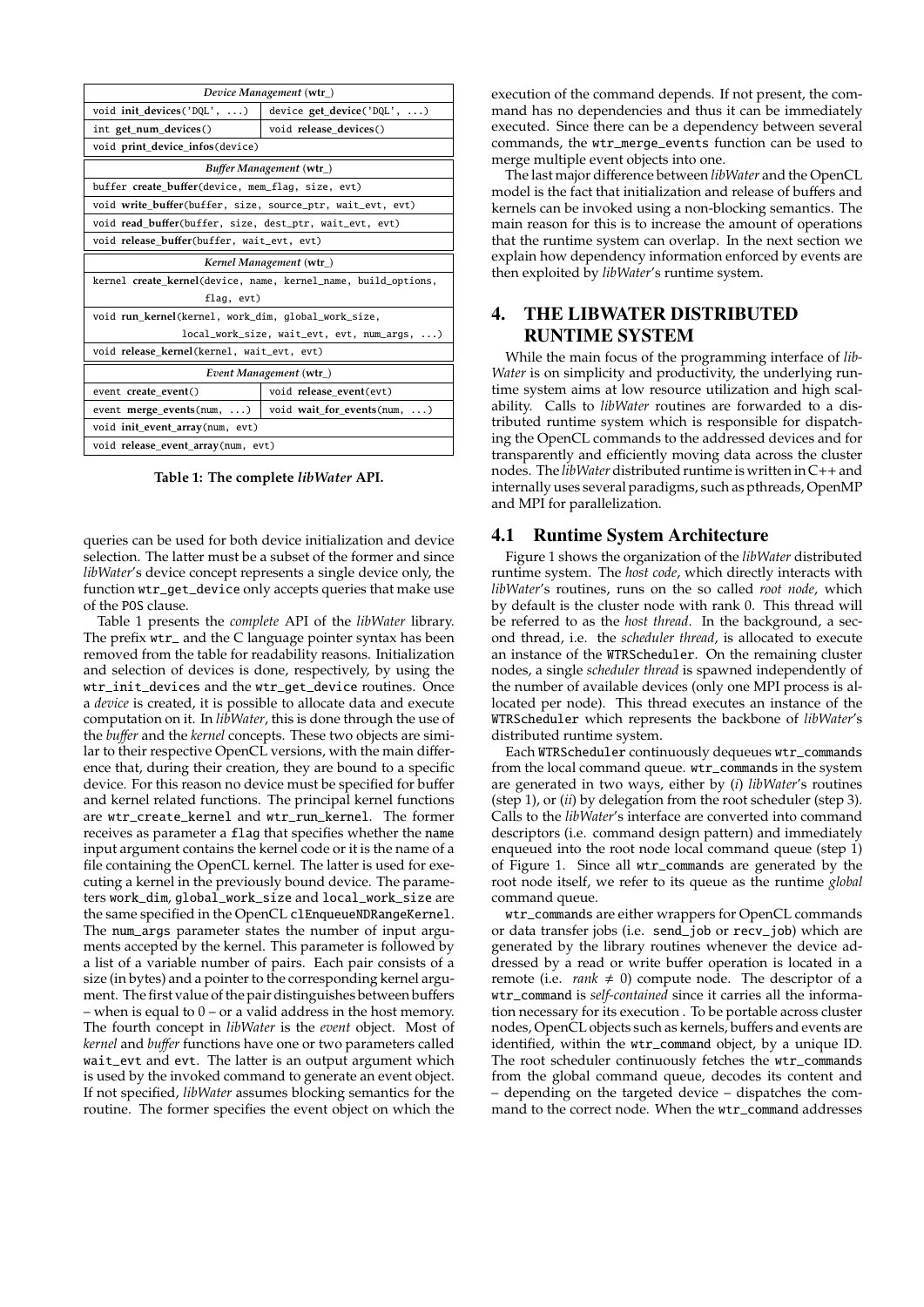| | |
|---|---|
| *Device Management* (wtr_) | |
| void **init_devices**('DQL', ...) | device **get_device**('DQL', ...) |
| int **get_num_devices**() | void **release_devices**() |
| void **print_device_infos**(device) | |
| *Buffer Management* (wtr_) | |
| buffer **create_buffer**(device, mem_flag, size, evt) | |
| void **write_buffer**(buffer, size, source_ptr, wait_evt, evt) | |
| void **read_buffer**(buffer, size, dest_ptr, wait_evt, evt) | |
| void **release_buffer**(buffer, wait_evt, evt) | |
| *Kernel Management* (wtr_) | |
| kernel **create_kernel**(device, name, kernel_name, build_options, flag, evt) | |
| void **run_kernel**(kernel, work_dim, global_work_size, local_work_size, wait_evt, evt, num_args, ...) | |
| void **release_kernel**(kernel, wait_evt, evt) | |
| *Event Management* (wtr_) | |
| event **create_event**() | void **release_event**(evt) |
| event **merge_events**(num, ...) | void **wait_for_events**(num, ...) |
| void **init_event_array**(num, evt) | |
| void **release_event_array**(num, evt) | |

**Table 1: The complete *libWater* API.**

queries can be used for both device initialization and device selection. The latter must be a subset of the former and since *libWater*'s device concept represents a single device only, the function wtr_get_device only accepts queries that make use of the POS clause.

Table 1 presents the *complete* API of the *libWater* library. The prefix wtr_ and the C language pointer syntax has been removed from the table for readability reasons. Initialization and selection of devices is done, respectively, by using the wtr_init_devices and the wtr_get_device routines. Once a *device* is created, it is possible to allocate data and execute computation on it. In *libWater*, this is done through the use of the *buffer* and the *kernel* concepts. These two objects are similar to their respective OpenCL versions, with the main difference that, during their creation, they are bound to a specific device. For this reason no device must be specified for buffer and kernel related functions. The principal kernel functions are wtr_create_kernel and wtr_run_kernel. The former receives as parameter a flag that specifies whether the name input argument contains the kernel code or it is the name of a file containing the OpenCL kernel. The latter is used for executing a kernel in the previously bound device. The parameters work_dim, global_work_size and local_work_size are the same specified in the OpenCL clEnqueueNDRangeKernel. The num_args parameter states the number of input arguments accepted by the kernel. This parameter is followed by a list of a variable number of pairs. Each pair consists of a size (in bytes) and a pointer to the corresponding kernel argument. The first value of the pair distinguishes between buffers – when is equal to 0 – or a valid address in the host memory. The fourth concept in *libWater* is the *event* object. Most of *kernel* and *buffer* functions have one or two parameters called wait_evt and evt. The latter is an output argument which is used by the invoked command to generate an event object. If not specified, *libWater* assumes blocking semantics for the routine. The former specifies the event object on which the execution of the command depends. If not present, the command has no dependencies and thus it can be immediately executed. Since there can be a dependency between several commands, the wtr_merge_events function can be used to merge multiple event objects into one.

The last major difference between *libWater* and the OpenCL model is the fact that initialization and release of buffers and kernels can be invoked using a non-blocking semantics. The main reason for this is to increase the amount of operations that the runtime system can overlap. In the next section we explain how dependency information enforced by events are then exploited by *libWater*'s runtime system.

## 4. THE LIBWATER DISTRIBUTED RUNTIME SYSTEM

While the main focus of the programming interface of *libWater* is on simplicity and productivity, the underlying runtime system aims at low resource utilization and high scalability. Calls to *libWater* routines are forwarded to a distributed runtime system which is responsible for dispatching the OpenCL commands to the addressed devices and for transparently and efficiently moving data across the cluster nodes. The *libWater* distributed runtime is written in C++ and internally uses several paradigms, such as pthreads, OpenMP and MPI for parallelization.

### 4.1 Runtime System Architecture

Figure 1 shows the organization of the *libWater* distributed runtime system. The *host code*, which directly interacts with *libWater*'s routines, runs on the so called *root node*, which by default is the cluster node with rank 0. This thread will be referred to as the *host thread*. In the background, a second thread, i.e. the *scheduler thread*, is allocated to execute an instance of the WTRScheduler. On the remaining cluster nodes, a single *scheduler thread* is spawned independently of the number of available devices (only one MPI process is allocated per node). This thread executes an instance of the WTRScheduler which represents the backbone of *libWater*'s distributed runtime system.

Each WTRScheduler continuously dequeues wtr_commands from the local command queue. wtr_commands in the system are generated in two ways, either by (*i*) *libWater*'s routines (step 1), or (*ii*) by delegation from the root scheduler (step 3). Calls to the *libWater*'s interface are converted into command descriptors (i.e. command design pattern) and immediately enqueued into the root node local command queue (step 1) of Figure 1. Since all wtr_commands are generated by the root node itself, we refer to its queue as the runtime *global* command queue.

wtr_commands are either wrappers for OpenCL commands or data transfer jobs (i.e. send_job or recv_job) which are generated by the library routines whenever the device addressed by a read or write buffer operation is located in a remote (i.e. *rank* $\neq 0$) compute node. The descriptor of a wtr_command is *self-contained* since it carries all the information necessary for its execution . To be portable across cluster nodes, OpenCL objects such as kernels, buffers and events are identified, within the wtr_command object, by a unique ID. The root scheduler continuously fetches the wtr_commands from the global command queue, decodes its content and – depending on the targeted device – dispatches the command to the correct node. When the wtr_command addresses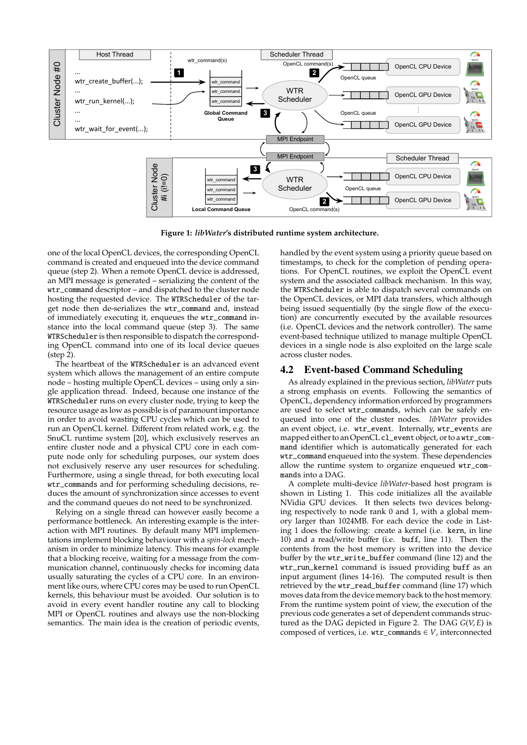Host Thread

Scheduler Thread

Cluster Node #0

...
wtr_create_buffer(...);
...
wtr_run_kernel(...);
...
...
wtr_wait_for_event(...);

wtr_command(s)

1

wtr_command
wtr_command
wtr_command

Global Command Queue

WTR Scheduler

OpenCL command(s)

2

3

OpenCL queue

OpenCL CPU Device

OpenCL GPU Device

OpenCL queue

OpenCL GPU Device

MPI Endpoint

MPI Endpoint

Scheduler Thread

Cluster Node #i (i!=0)

3

wtr_command
wtr_command
wtr_command

Local Command Queue

WTR Scheduler

OpenCL CPU Device

OpenCL queue

2

OpenCL GPU Device

OpenCL command(s)

**Figure 1: *libWater*'s distributed runtime system architecture.**

one of the local OpenCL devices, the corresponding OpenCL command is created and enqueued into the device command queue (step 2). When a remote OpenCL device is addressed, an MPI message is generated – serializing the content of the `wtr_command` descriptor – and dispatched to the cluster node hosting the requested device. The `WTRScheduler` of the target node then de-serializes the `wtr_command` and, instead of immediately executing it, enqueues the `wtr_command` instance into the local command queue (step 3). The same `WTRScheduler` is then responsible to dispatch the corresponding OpenCL command into one of its local device queues (step 2).

The heartbeat of the `WTRScheduler` is an advanced event system which allows the management of an entire compute node – hosting multiple OpenCL devices – using only a single application thread. Indeed, because one instance of the `WTRScheduler` runs on every cluster node, trying to keep the resource usage as low as possible is of paramount importance in order to avoid wasting CPU cycles which can be used to run an OpenCL kernel. Different from related work, e.g. the SnuCL runtime system [20], which exclusively reserves an entire cluster node and a physical CPU core in each compute node only for scheduling purposes, our system does not exclusively reserve any user resources for scheduling. Furthermore, using a single thread, for both executing local `wtr_commands` and for performing scheduling decisions, reduces the amount of synchronization since accesses to event and the command queues do not need to be synchronized.

Relying on a single thread can however easily become a performance bottleneck. An interesting example is the interaction with MPI routines. By default many MPI implementations implement blocking behaviour with a *spin-lock* mechanism in order to minimize latency. This means for example that a blocking receive, waiting for a message from the communication channel, continuously checks for incoming data usually saturating the cycles of a CPU core. In an environment like ours, where CPU cores may be used to run OpenCL kernels, this behaviour must be avoided. Our solution is to avoid in every event handler routine any call to blocking MPI or OpenCL routines and always use the non-blocking semantics. The main idea is the creation of periodic events, handled by the event system using a priority queue based on timestamps, to check for the completion of pending operations. For OpenCL routines, we exploit the OpenCL event system and the associated callback mechanism. In this way, the `WTRScheduler` is able to dispatch several commands on the OpenCL devices, or MPI data transfers, which although being issued sequentially (by the single flow of the execution) are concurrently executed by the available resources (i.e. OpenCL devices and the network controller). The same event-based technique utilized to manage multiple OpenCL devices in a single node is also exploited on the large scale across cluster nodes.

## 4.2 Event-based Command Scheduling

As already explained in the previous section, *libWater* puts a strong emphasis on events. Following the semantics of OpenCL, dependency information enforced by programmers are used to select `wtr_commands`, which can be safely enqueued into one of the cluster nodes. *libWater* provides an event object, i.e. `wtr_event`. Internally, `wtr_events` are mapped either to an OpenCL `cl_event` object, or to a `wtr_command` identifier which is automatically generated for each `wtr_command` enqueued into the system. These dependencies allow the runtime system to organize enqueued `wtr_commands` into a DAG.

A complete multi-device *libWater*-based host program is shown in Listing 1. This code initializes all the available NVidia GPU devices. It then selects two devices belonging respectively to node rank 0 and 1, with a global memory larger than 1024MB. For each device the code in Listing 1 does the following: create a kernel (i.e. `kern`, in line 10) and a read/write buffer (i.e. `buff`, line 11). Then the contents from the host memory is written into the device buffer by the `wtr_write_buffer` command (line 12) and the `wtr_run_kernel` command is issued providing `buff` as an input argument (lines 14-16). The computed result is then retrieved by the `wtr_read_buffer` command (line 17) which moves data from the device memory back to the host memory. From the runtime system point of view, the execution of the previous code generates a set of dependent commands structured as the DAG depicted in Figure 2. The DAG $G(V, E)$ is composed of vertices, i.e. `wtr_commands` $\in V$, interconnected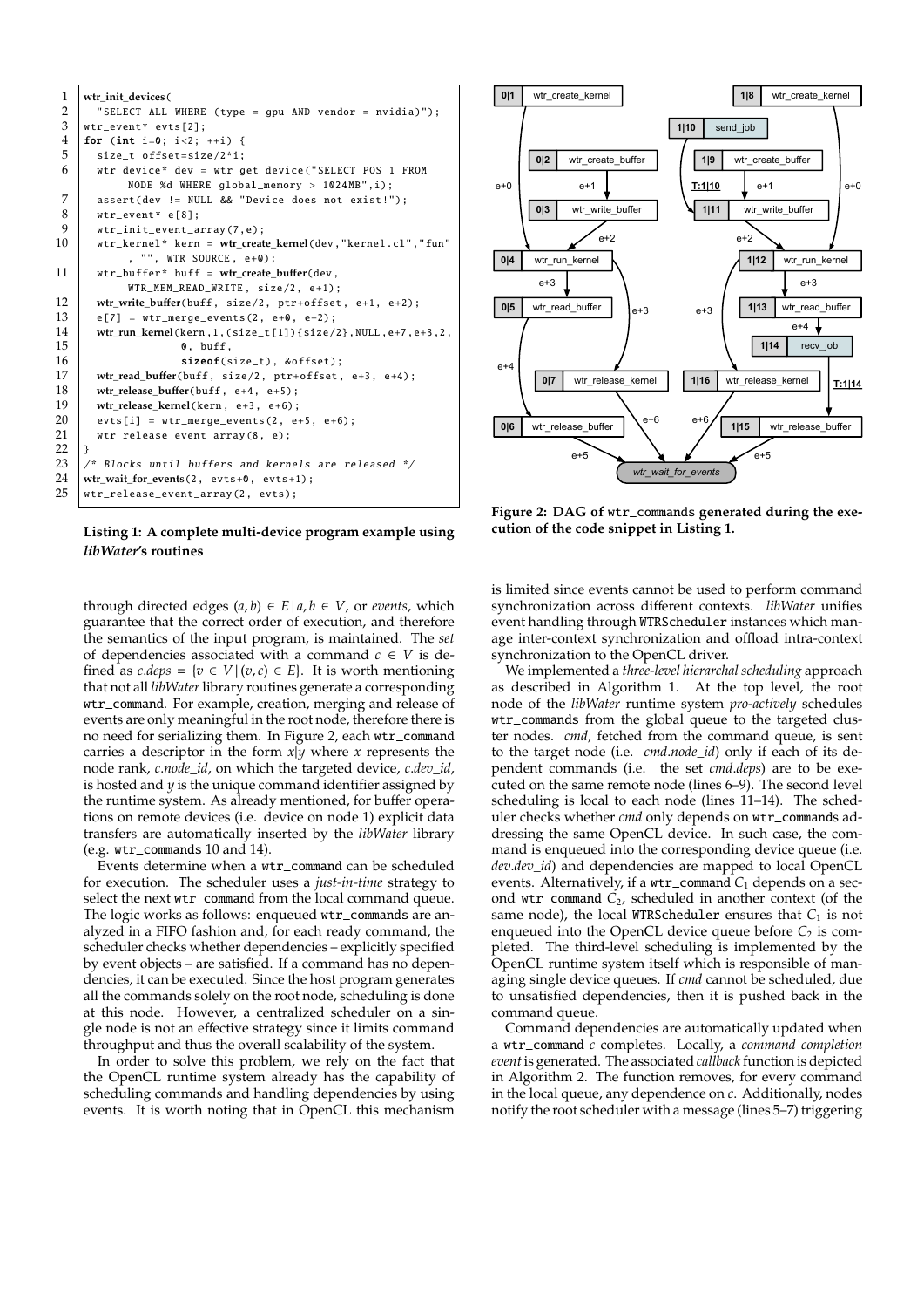```
1  wtr_init_devices(
2    "SELECT ALL WHERE (type = gpu AND vendor = nvidia)");
3  wtr_event* evts[2];
4  for (int i=0; i<2; ++i) {
5    size_t offset=size/2*i;
6    wtr_device* dev = wtr_get_device("SELECT POS 1 FROM
         NODE %d WHERE global_memory > 1024MB",i);
7    assert(dev != NULL && "Device does not exist!");
8    wtr_event* e[8];
9    wtr_init_event_array(7,e);
10   wtr_kernel* kern = wtr_create_kernel(dev,"kernel.cl","fun"
         , "", WTR_SOURCE, e+0);
11   wtr_buffer* buff = wtr_create_buffer(dev,
         WTR_MEM_READ_WRITE, size/2, e+1);
12   wtr_write_buffer(buff, size/2, ptr+offset, e+1, e+2);
13   e[7] = wtr_merge_events(2, e+0, e+2);
14   wtr_run_kernel(kern,1,(size_t[1]){size/2},NULL,e+7,e+3,2,
15                  0, buff,
16                  sizeof(size_t), &offset);
17   wtr_read_buffer(buff, size/2, ptr+offset, e+3, e+4);
18   wtr_release_buffer(buff, e+4, e+5);
19   wtr_release_kernel(kern, e+3, e+6);
20   evts[i] = wtr_merge_events(2, e+5, e+6);
21   wtr_release_event_array(8, e);
22 }
23 /* Blocks until buffers and kernels are released */
24 wtr_wait_for_events(2, evts+0, evts+1);
25 wtr_release_event_array(2, evts);
```

**Listing 1: A complete multi-device program example using *libWater*'s routines**

**Figure 2: DAG of wtr_commands generated during the execution of the code snippet in Listing 1.**

through directed edges $(a, b) \in E \,|\, a, b \in V$, or *events*, which guarantee that the correct order of execution, and therefore the semantics of the input program, is maintained. The *set* of dependencies associated with a command $c \in V$ is defined as $c.deps = \{v \in V \,|\, (v, c) \in E\}$. It is worth mentioning that not all *libWater* library routines generate a corresponding wtr_command. For example, creation, merging and release of events are only meaningful in the root node, therefore there is no need for serializing them. In Figure 2, each wtr_command carries a descriptor in the form $x|y$ where $x$ represents the node rank, *c.node_id*, on which the targeted device, *c.dev_id*, is hosted and $y$ is the unique command identifier assigned by the runtime system. As already mentioned, for buffer operations on remote devices (i.e. device on node 1) explicit data transfers are automatically inserted by the *libWater* library (e.g. wtr_commands 10 and 14).

Events determine when a wtr_command can be scheduled for execution. The scheduler uses a *just-in-time* strategy to select the next wtr_command from the local command queue. The logic works as follows: enqueued wtr_commands are analyzed in a FIFO fashion and, for each ready command, the scheduler checks whether dependencies – explicitly specified by event objects – are satisfied. If a command has no dependencies, it can be executed. Since the host program generates all the commands solely on the root node, scheduling is done at this node. However, a centralized scheduler on a single node is not an effective strategy since it limits command throughput and thus the overall scalability of the system.

In order to solve this problem, we rely on the fact that the OpenCL runtime system already has the capability of scheduling commands and handling dependencies by using events. It is worth noting that in OpenCL this mechanism is limited since events cannot be used to perform command synchronization across different contexts. *libWater* unifies event handling through WTRScheduler instances which manage inter-context synchronization and offload intra-context synchronization to the OpenCL driver.

We implemented a *three-level hierarchal scheduling* approach as described in Algorithm 1. At the top level, the root node of the *libWater* runtime system *pro-actively* schedules wtr_commands from the global queue to the targeted cluster nodes. *cmd*, fetched from the command queue, is sent to the target node (i.e. *cmd.node_id*) only if each of its dependent commands (i.e. the set *cmd.deps*) are to be executed on the same remote node (lines 6–9). The second level scheduling is local to each node (lines 11–14). The scheduler checks whether *cmd* only depends on wtr_commands addressing the same OpenCL device. In such case, the command is enqueued into the corresponding device queue (i.e. *dev.dev_id*) and dependencies are mapped to local OpenCL events. Alternatively, if a wtr_command $C_1$ depends on a second wtr_command $C_2$, scheduled in another context (of the same node), the local WTRScheduler ensures that $C_1$ is not enqueued into the OpenCL device queue before $C_2$ is completed. The third-level scheduling is implemented by the OpenCL runtime system itself which is responsible of managing single device queues. If *cmd* cannot be scheduled, due to unsatisfied dependencies, then it is pushed back in the command queue.

Command dependencies are automatically updated when a wtr_command $c$ completes. Locally, a *command completion event* is generated. The associated *callback* function is depicted in Algorithm 2. The function removes, for every command in the local queue, any dependence on $c$. Additionally, nodes notify the root scheduler with a message (lines 5–7) triggering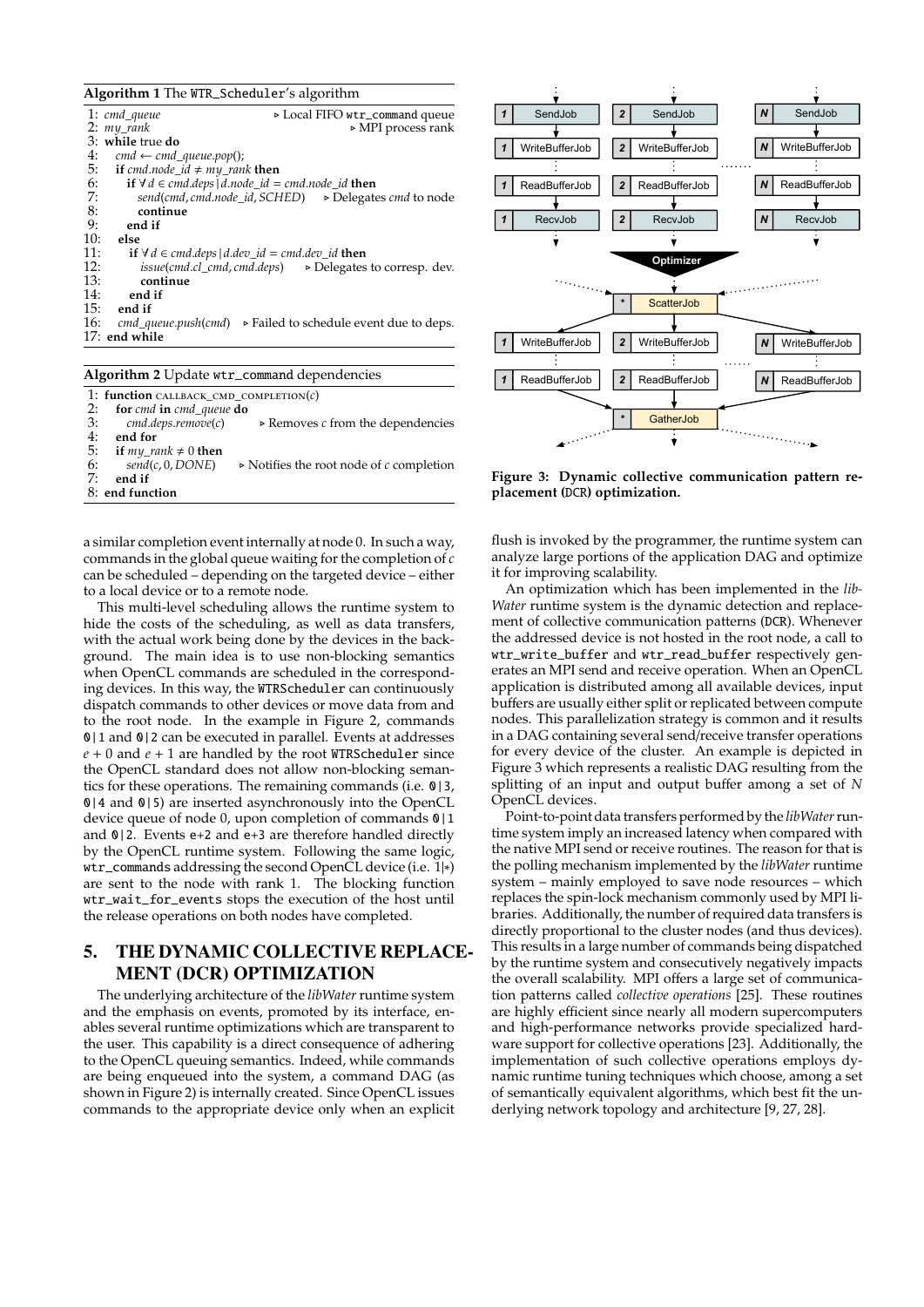**Algorithm 1** The `WTR_Scheduler`'s algorithm

```
1: cmd_queue                                   ▷ Local FIFO wtr_command queue
2: my_rank                                     ▷ MPI process rank
3: while true do
4:   cmd ← cmd_queue.pop();
5:   if cmd.node_id ≠ my_rank then
6:     if ∀ d ∈ cmd.deps | d.node_id = cmd.node_id then
7:       send(cmd, cmd.node_id, SCHED)    ▷ Delegates cmd to node
8:       continue
9:     end if
10:  else
11:    if ∀ d ∈ cmd.deps | d.dev_id = cmd.dev_id then
12:      issue(cmd.cl_cmd, cmd.deps)     ▷ Delegates to corresp. dev.
13:      continue
14:    end if
15:  end if
16:  cmd_queue.push(cmd)   ▷ Failed to schedule event due to deps.
17: end while
```

**Algorithm 2** Update `wtr_command` dependencies

```
1: function CALLBACK_CMD_COMPLETION(c)
2:   for cmd in cmd_queue do
3:     cmd.deps.remove(c)          ▷ Removes c from the dependencies
4:   end for
5:   if my_rank ≠ 0 then
6:     send(c, 0, DONE)    ▷ Notifies the root node of c completion
7:   end if
8: end function
```

a similar completion event internally at node 0. In such a way, commands in the global queue waiting for the completion of $c$ can be scheduled – depending on the targeted device – either to a local device or to a remote node.

This multi-level scheduling allows the runtime system to hide the costs of the scheduling, as well as data transfers, with the actual work being done by the devices in the background. The main idea is to use non-blocking semantics when OpenCL commands are scheduled in the corresponding devices. In this way, the `WTRScheduler` can continuously dispatch commands to other devices or move data from and to the root node. In the example in Figure 2, commands `0|1` and `0|2` can be executed in parallel. Events at addresses $e+0$ and $e+1$ are handled by the root `WTRScheduler` since the OpenCL standard does not allow non-blocking semantics for these operations. The remaining commands (i.e. `0|3`, `0|4` and `0|5`) are inserted asynchronously into the OpenCL device queue of node 0, upon completion of commands `0|1` and `0|2`. Events `e+2` and `e+3` are therefore handled directly by the OpenCL runtime system. Following the same logic, `wtr_commands` addressing the second OpenCL device (i.e. `1|*`) are sent to the node with rank 1. The blocking function `wtr_wait_for_events` stops the execution of the host until the release operations on both nodes have completed.

## 5. THE DYNAMIC COLLECTIVE REPLACEMENT (DCR) OPTIMIZATION

The underlying architecture of the *libWater* runtime system and the emphasis on events, promoted by its interface, enables several runtime optimizations which are transparent to the user. This capability is a direct consequence of adhering to the OpenCL queuing semantics. Indeed, while commands are being enqueued into the system, a command DAG (as shown in Figure 2) is internally created. Since OpenCL issues commands to the appropriate device only when an explicit flush is invoked by the programmer, the runtime system can analyze large portions of the application DAG and optimize it for improving scalability.

**Figure 3: Dynamic collective communication pattern replacement (DCR) optimization.**

An optimization which has been implemented in the *libWater* runtime system is the dynamic detection and replacement of collective communication patterns (DCR). Whenever the addressed device is not hosted in the root node, a call to `wtr_write_buffer` and `wtr_read_buffer` respectively generates an MPI send and receive operation. When an OpenCL application is distributed among all available devices, input buffers are usually either split or replicated between compute nodes. This parallelization strategy is common and it results in a DAG containing several send/receive transfer operations for every device of the cluster. An example is depicted in Figure 3 which represents a realistic DAG resulting from the splitting of an input and output buffer among a set of $N$ OpenCL devices.

Point-to-point data transfers performed by the *libWater* runtime system imply an increased latency when compared with the native MPI send or receive routines. The reason for that is the polling mechanism implemented by the *libWater* runtime system – mainly employed to save node resources – which replaces the spin-lock mechanism commonly used by MPI libraries. Additionally, the number of required data transfers is directly proportional to the cluster nodes (and thus devices). This results in a large number of commands being dispatched by the runtime system and consecutively negatively impacts the overall scalability. MPI offers a large set of communication patterns called *collective operations* [25]. These routines are highly efficient since nearly all modern supercomputers and high-performance networks provide specialized hardware support for collective operations [23]. Additionally, the implementation of such collective operations employs dynamic runtime tuning techniques which choose, among a set of semantically equivalent algorithms, which best fit the underlying network topology and architecture [9, 27, 28].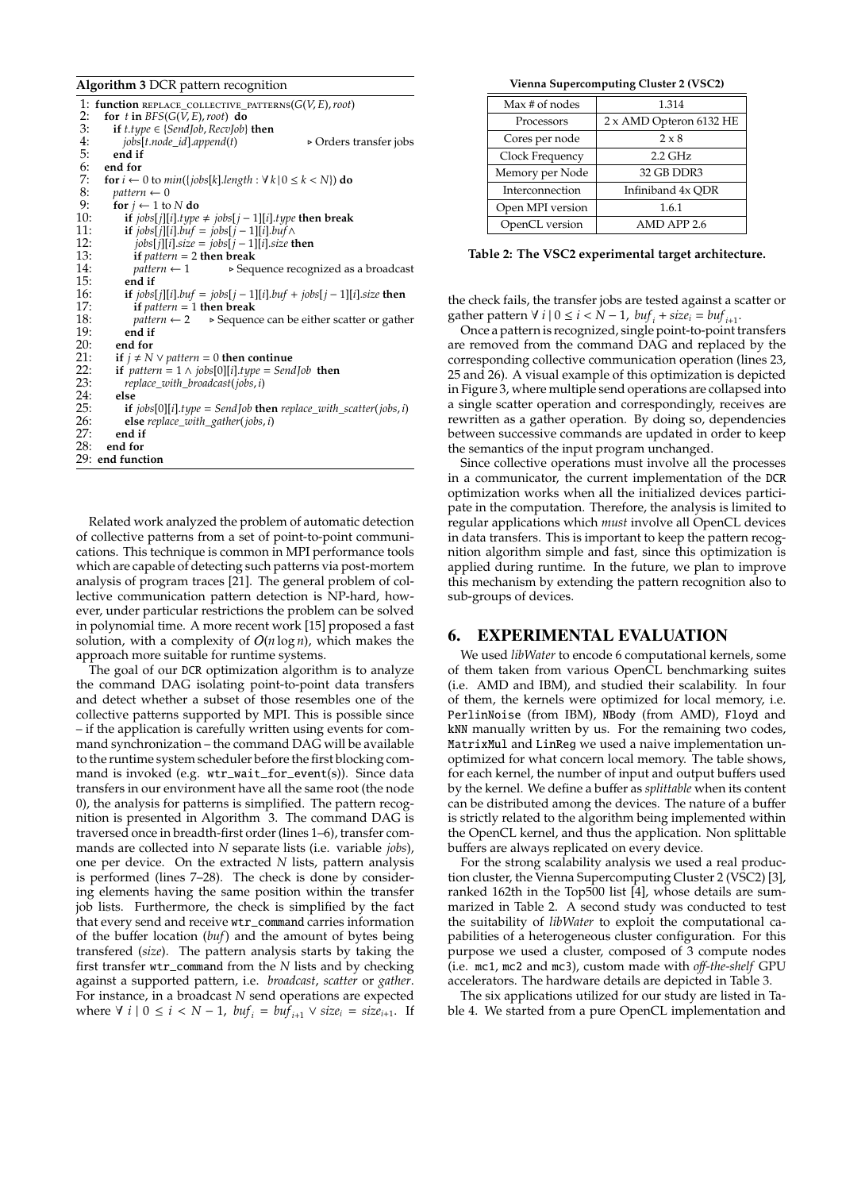**Algorithm 3** DCR pattern recognition

```
1:  function REPLACE_COLLECTIVE_PATTERNS(G(V, E), root)
2:    for t in BFS(G(V, E), root) do
3:      if t.type ∈ {SendJob, RecvJob} then
4:        jobs[t.node_id].append(t)                    ▷ Orders transfer jobs
5:      end if
6:    end for
7:    for i ← 0 to min({jobs[k].length : ∀ k | 0 ≤ k < N}) do
8:      pattern ← 0
9:      for j ← 1 to N do
10:       if jobs[j][i].type ≠ jobs[j − 1][i].type then break
11:       if jobs[j][i].buf = jobs[j − 1][i].buf ∧
12:          jobs[j][i].size = jobs[j − 1][i].size then
13:         if pattern = 2 then break
14:         pattern ← 1              ▷ Sequence recognized as a broadcast
15:       end if
16:       if jobs[j][i].buf = jobs[j − 1][i].buf + jobs[j − 1][i].size then
17:         if pattern = 1 then break
18:         pattern ← 2     ▷ Sequence can be either scatter or gather
19:       end if
20:     end for
21:     if j ≠ N ∨ pattern = 0 then continue
22:     if pattern = 1 ∧ jobs[0][i].type = SendJob then
23:       replace_with_broadcast(jobs, i)
24:     else
25:       if jobs[0][i].type = SendJob then replace_with_scatter(jobs, i)
26:       else replace_with_gather(jobs, i)
27:     end if
28:   end for
29: end function
```

Related work analyzed the problem of automatic detection of collective patterns from a set of point-to-point communications. This technique is common in MPI performance tools which are capable of detecting such patterns via post-mortem analysis of program traces [21]. The general problem of collective communication pattern detection is NP-hard, however, under particular restrictions the problem can be solved in polynomial time. A more recent work [15] proposed a fast solution, with a complexity of $O(n \log n)$, which makes the approach more suitable for runtime systems.

The goal of our DCR optimization algorithm is to analyze the command DAG isolating point-to-point data transfers and detect whether a subset of those resembles one of the collective patterns supported by MPI. This is possible since – if the application is carefully written using events for command synchronization – the command DAG will be available to the runtime system scheduler before the first blocking command is invoked (e.g. `wtr_wait_for_event(s)`). Since data transfers in our environment have all the same root (the node 0), the analysis for patterns is simplified. The pattern recognition is presented in Algorithm 3. The command DAG is traversed once in breadth-first order (lines 1–6), transfer commands are collected into $N$ separate lists (i.e. variable *jobs*), one per device. On the extracted $N$ lists, pattern analysis is performed (lines 7–28). The check is done by considering elements having the same position within the transfer job lists. Furthermore, the check is simplified by the fact that every send and receive `wtr_command` carries information of the buffer location (*buf*) and the amount of bytes being transfered (*size*). The pattern analysis starts by taking the first transfer `wtr_command` from the $N$ lists and by checking against a supported pattern, i.e. *broadcast*, *scatter* or *gather*. For instance, in a broadcast $N$ send operations are expected where $\forall\ i \mid 0 \leq i < N-1,\ buf_i = buf_{i+1} \vee size_i = size_{i+1}$. If the check fails, the transfer jobs are tested against a scatter or gather pattern $\forall\ i \mid 0 \leq i < N-1,\ buf_i + size_i = buf_{i+1}$.

Once a pattern is recognized, single point-to-point transfers are removed from the command DAG and replaced by the corresponding collective communication operation (lines 23, 25 and 26). A visual example of this optimization is depicted in Figure 3, where multiple send operations are collapsed into a single scatter operation and correspondingly, receives are rewritten as a gather operation. By doing so, dependencies between successive commands are updated in order to keep the semantics of the input program unchanged.

Since collective operations must involve all the processes in a communicator, the current implementation of the DCR optimization works when all the initialized devices participate in the computation. Therefore, the analysis is limited to regular applications which *must* involve all OpenCL devices in data transfers. This is important to keep the pattern recognition algorithm simple and fast, since this optimization is applied during runtime. In the future, we plan to improve this mechanism by extending the pattern recognition also to sub-groups of devices.

**Vienna Supercomputing Cluster 2 (VSC2)**

| Max # of nodes | 1.314 |
|---|---|
| Processors | 2 x AMD Opteron 6132 HE |
| Cores per node | 2 x 8 |
| Clock Frequency | 2.2 GHz |
| Memory per Node | 32 GB DDR3 |
| Interconnection | Infiniband 4x QDR |
| Open MPI version | 1.6.1 |
| OpenCL version | AMD APP 2.6 |

**Table 2: The VSC2 experimental target architecture.**

## 6. EXPERIMENTAL EVALUATION

We used *libWater* to encode 6 computational kernels, some of them taken from various OpenCL benchmarking suites (i.e. AMD and IBM), and studied their scalability. In four of them, the kernels were optimized for local memory, i.e. `PerlinNoise` (from IBM), `NBody` (from AMD), `Floyd` and `kNN` manually written by us. For the remaining two codes, `MatrixMul` and `LinReg` we used a naive implementation unoptimized for what concern local memory. The table shows, for each kernel, the number of input and output buffers used by the kernel. We define a buffer as *splittable* when its content can be distributed among the devices. The nature of a buffer is strictly related to the algorithm being implemented within the OpenCL kernel, and thus the application. Non splittable buffers are always replicated on every device.

For the strong scalability analysis we used a real production cluster, the Vienna Supercomputing Cluster 2 (VSC2) [3], ranked 162th in the Top500 list [4], whose details are summarized in Table 2. A second study was conducted to test the suitability of *libWater* to exploit the computational capabilities of a heterogeneous cluster configuration. For this purpose we used a cluster, composed of 3 compute nodes (i.e. `mc1`, `mc2` and `mc3`), custom made with *off-the-shelf* GPU accelerators. The hardware details are depicted in Table 3.

The six applications utilized for our study are listed in Table 4. We started from a pure OpenCL implementation and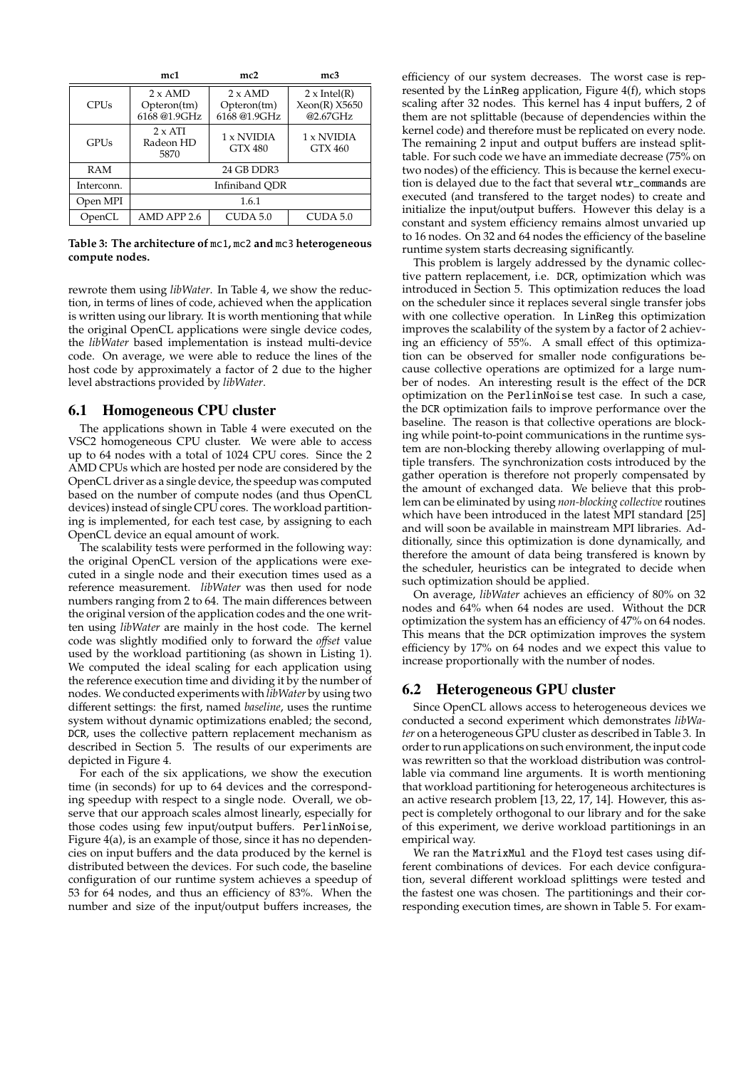|  | mc1 | mc2 | mc3 |
|---|---|---|---|
| CPUs | 2 x AMD Opteron(tm) 6168 @1.9GHz | 2 x AMD Opteron(tm) 6168 @1.9GHz | 2 x Intel(R) Xeon(R) X5650 @2.67GHz |
| GPUs | 2 x ATI Radeon HD 5870 | 1 x NVIDIA GTX 480 | 1 x NVIDIA GTX 460 |
| RAM | 24 GB DDR3 | | |
| Interconn. | Infiniband QDR | | |
| Open MPI | 1.6.1 | | |
| OpenCL | AMD APP 2.6 | CUDA 5.0 | CUDA 5.0 |

**Table 3: The architecture of mc1, mc2 and mc3 heterogeneous compute nodes.**

rewrote them using *libWater*. In Table 4, we show the reduction, in terms of lines of code, achieved when the application is written using our library. It is worth mentioning that while the original OpenCL applications were single device codes, the *libWater* based implementation is instead multi-device code. On average, we were able to reduce the lines of the host code by approximately a factor of 2 due to the higher level abstractions provided by *libWater*.

## 6.1 Homogeneous CPU cluster

The applications shown in Table 4 were executed on the VSC2 homogeneous CPU cluster. We were able to access up to 64 nodes with a total of 1024 CPU cores. Since the 2 AMD CPUs which are hosted per node are considered by the OpenCL driver as a single device, the speedup was computed based on the number of compute nodes (and thus OpenCL devices) instead of single CPU cores. The workload partitioning is implemented, for each test case, by assigning to each OpenCL device an equal amount of work.

The scalability tests were performed in the following way: the original OpenCL version of the applications were executed in a single node and their execution times used as a reference measurement. *libWater* was then used for node numbers ranging from 2 to 64. The main differences between the original version of the application codes and the one written using *libWater* are mainly in the host code. The kernel code was slightly modified only to forward the *offset* value used by the workload partitioning (as shown in Listing 1). We computed the ideal scaling for each application using the reference execution time and dividing it by the number of nodes. We conducted experiments with *libWater* by using two different settings: the first, named *baseline*, uses the runtime system without dynamic optimizations enabled; the second, DCR, uses the collective pattern replacement mechanism as described in Section 5. The results of our experiments are depicted in Figure 4.

For each of the six applications, we show the execution time (in seconds) for up to 64 devices and the corresponding speedup with respect to a single node. Overall, we observe that our approach scales almost linearly, especially for those codes using few input/output buffers. PerlinNoise, Figure 4(a), is an example of those, since it has no dependencies on input buffers and the data produced by the kernel is distributed between the devices. For such code, the baseline configuration of our runtime system achieves a speedup of 53 for 64 nodes, and thus an efficiency of 83%. When the number and size of the input/output buffers increases, the efficiency of our system decreases. The worst case is represented by the LinReg application, Figure 4(f), which stops scaling after 32 nodes. This kernel has 4 input buffers, 2 of them are not splittable (because of dependencies within the kernel code) and therefore must be replicated on every node. The remaining 2 input and output buffers are instead splittable. For such code we have an immediate decrease (75% on two nodes) of the efficiency. This is because the kernel execution is delayed due to the fact that several wtr_commands are executed (and transfered to the target nodes) to create and initialize the input/output buffers. However this delay is a constant and system efficiency remains almost unvaried up to 16 nodes. On 32 and 64 nodes the efficiency of the baseline runtime system starts decreasing significantly.

This problem is largely addressed by the dynamic collective pattern replacement, i.e. DCR, optimization which was introduced in Section 5. This optimization reduces the load on the scheduler since it replaces several single transfer jobs with one collective operation. In LinReg this optimization improves the scalability of the system by a factor of 2 achieving an efficiency of 55%. A small effect of this optimization can be observed for smaller node configurations because collective operations are optimized for a large number of nodes. An interesting result is the effect of the DCR optimization on the PerlinNoise test case. In such a case, the DCR optimization fails to improve performance over the baseline. The reason is that collective operations are blocking while point-to-point communications in the runtime system are non-blocking thereby allowing overlapping of multiple transfers. The synchronization costs introduced by the gather operation is therefore not properly compensated by the amount of exchanged data. We believe that this problem can be eliminated by using *non-blocking collective* routines which have been introduced in the latest MPI standard [25] and will soon be available in mainstream MPI libraries. Additionally, since this optimization is done dynamically, and therefore the amount of data being transfered is known by the scheduler, heuristics can be integrated to decide when such optimization should be applied.

On average, *libWater* achieves an efficiency of 80% on 32 nodes and 64% when 64 nodes are used. Without the DCR optimization the system has an efficiency of 47% on 64 nodes. This means that the DCR optimization improves the system efficiency by 17% on 64 nodes and we expect this value to increase proportionally with the number of nodes.

## 6.2 Heterogeneous GPU cluster

Since OpenCL allows access to heterogeneous devices we conducted a second experiment which demonstrates *libWater* on a heterogeneous GPU cluster as described in Table 3. In order to run applications on such environment, the input code was rewritten so that the workload distribution was controllable via command line arguments. It is worth mentioning that workload partitioning for heterogeneous architectures is an active research problem [13, 22, 17, 14]. However, this aspect is completely orthogonal to our library and for the sake of this experiment, we derive workload partitionings in an empirical way.

We ran the MatrixMul and the Floyd test cases using different combinations of devices. For each device configuration, several different workload splittings were tested and the fastest one was chosen. The partitionings and their corresponding execution times, are shown in Table 5. For exam-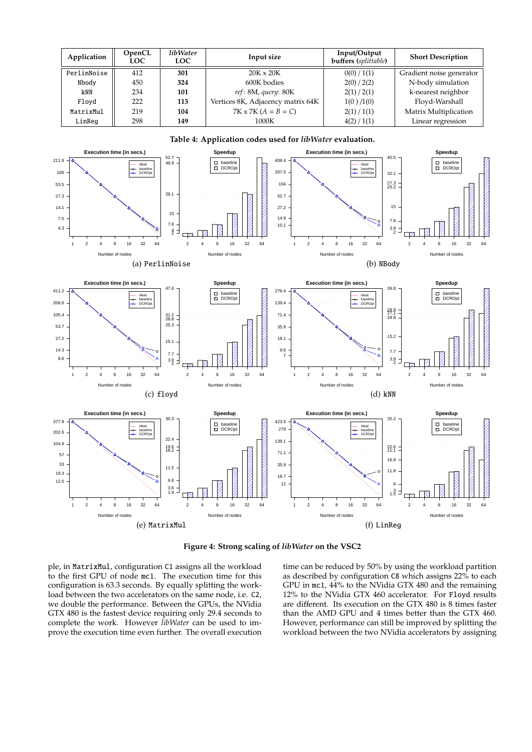| Application | OpenCL LOC | *libWater* LOC | Input size | Input/Output buffers (*splittable*) | Short Description |
|---|---|---|---|---|---|
| PerlinNoise | 412 | **301** | 20K x 20K | 0(0) / 1(1) | Gradient noise generator |
| Nbody | 450 | **324** | 600K bodies | 2(0) / 2(2) | N-body simulation |
| kNN | 234 | **101** | *ref*: 8M, *query*: 80K | 2(1) / 2(1) | k-nearest neighbor |
| Floyd | 222 | **113** | Vertices 8K, Adjacency matrix 64K | 1(0 ) /1(0) | Floyd-Warshall |
| MatrixMul | 219 | **104** | 7K x 7K ($A = B = C$) | 2(1) / 1(1) | Matrix Multiplication |
| LinReg | 298 | **149** | 1000K | 4(2) / 1(1) | Linear regression |

**Table 4: Application codes used for *libWater* evaluation.**

(a) PerlinNoise

(b) NBody

(c) floyd

(d) kNN

(e) MatrixMul

(f) LinReg

**Figure 4: Strong scaling of *libWater* on the VSC2**

ple, in MatrixMul, configuration C1 assigns all the workload to the first GPU of node mc1. The execution time for this configuration is 63.3 seconds. By equally splitting the workload between the two accelerators on the same node, i.e. C2, we double the performance. Between the GPUs, the NVidia GTX 480 is the fastest device requiring only 29.4 seconds to complete the work. However *libWater* can be used to improve the execution time even further. The overall execution time can be reduced by 50% by using the workload partition as described by configuration C8 which assigns 22% to each GPU in mc1, 44% to the NVidia GTX 480 and the remaining 12% to the NVidia GTX 460 accelerator. For Floyd results are different. Its execution on the GTX 480 is 8 times faster than the AMD GPU and 4 times better than the GTX 460. However, performance can still be improved by splitting the workload between the two NVidia accelerators by assigning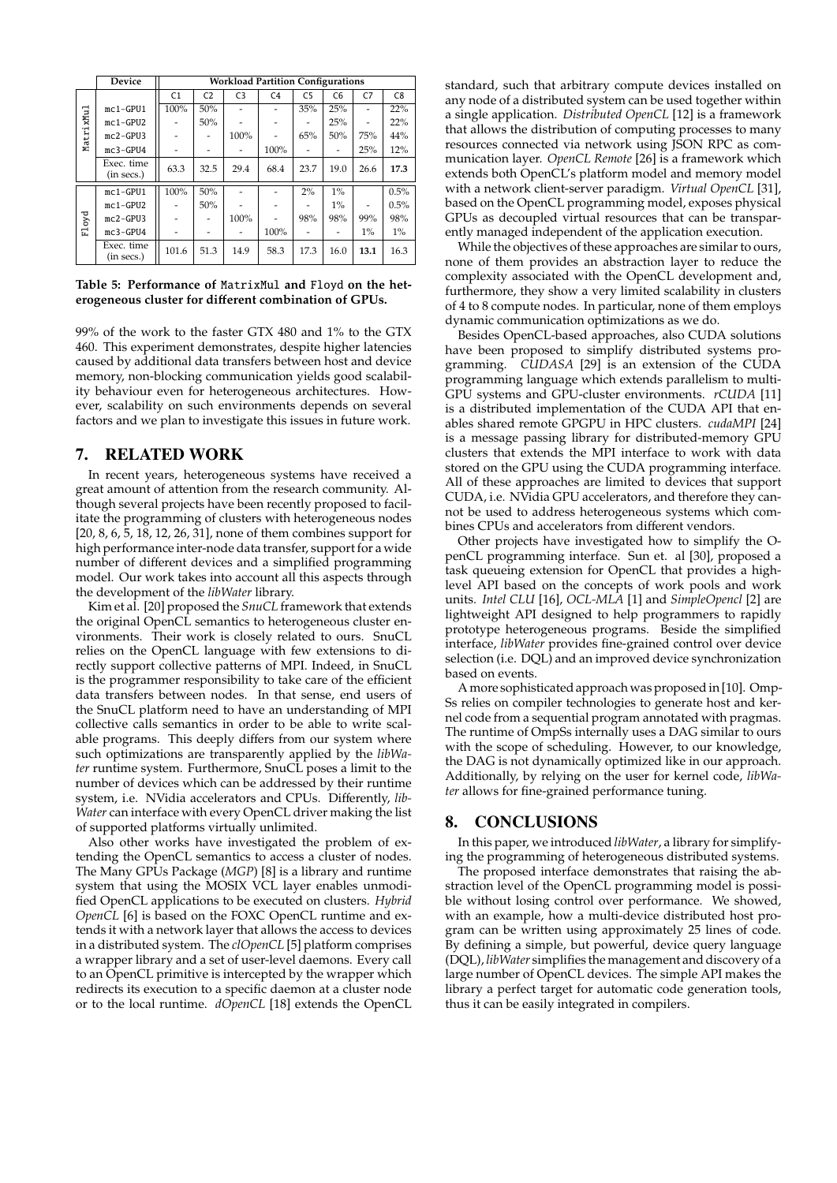| | Device | Workload Partition Configurations | | | | | | | |
|---|---|---|---|---|---|---|---|---|---|
| | | C1 | C2 | C3 | C4 | C5 | C6 | C7 | C8 |
| MatrixMul | mc1-GPU1 | 100% | 50% | - | - | 35% | 25% | - | 22% |
| | mc1-GPU2 | - | 50% | - | - | - | 25% | - | 22% |
| | mc2-GPU3 | - | - | 100% | - | 65% | 50% | 75% | 44% |
| | mc3-GPU4 | - | - | - | 100% | - | - | 25% | 12% |
| | Exec. time (in secs.) | 63.3 | 32.5 | 29.4 | 68.4 | 23.7 | 19.0 | 26.6 | **17.3** |
| Floyd | mc1-GPU1 | 100% | 50% | - | - | 2% | 1% | | 0.5% |
| | mc1-GPU2 | - | 50% | - | - | - | 1% | - | 0.5% |
| | mc2-GPU3 | - | - | 100% | - | 98% | 98% | 99% | 98% |
| | mc3-GPU4 | - | - | - | 100% | - | - | 1% | 1% |
| | Exec. time (in secs.) | 101.6 | 51.3 | 14.9 | 58.3 | 17.3 | 16.0 | **13.1** | 16.3 |

**Table 5: Performance of MatrixMul and Floyd on the heterogeneous cluster for different combination of GPUs.**

99% of the work to the faster GTX 480 and 1% to the GTX 460. This experiment demonstrates, despite higher latencies caused by additional data transfers between host and device memory, non-blocking communication yields good scalability behaviour even for heterogeneous architectures. However, scalability on such environments depends on several factors and we plan to investigate this issues in future work.

## 7. RELATED WORK

In recent years, heterogeneous systems have received a great amount of attention from the research community. Although several projects have been recently proposed to facilitate the programming of clusters with heterogeneous nodes [20, 8, 6, 5, 18, 12, 26, 31], none of them combines support for high performance inter-node data transfer, support for a wide number of different devices and a simplified programming model. Our work takes into account all this aspects through the development of the *libWater* library.

Kim et al. [20] proposed the *SnuCL* framework that extends the original OpenCL semantics to heterogeneous cluster environments. Their work is closely related to ours. SnuCL relies on the OpenCL language with few extensions to directly support collective patterns of MPI. Indeed, in SnuCL is the programmer responsibility to take care of the efficient data transfers between nodes. In that sense, end users of the SnuCL platform need to have an understanding of MPI collective calls semantics in order to be able to write scalable programs. This deeply differs from our system where such optimizations are transparently applied by the *libWater* runtime system. Furthermore, SnuCL poses a limit to the number of devices which can be addressed by their runtime system, i.e. NVidia accelerators and CPUs. Differently, *libWater* can interface with every OpenCL driver making the list of supported platforms virtually unlimited.

Also other works have investigated the problem of extending the OpenCL semantics to access a cluster of nodes. The Many GPUs Package (*MGP*) [8] is a library and runtime system that using the MOSIX VCL layer enables unmodified OpenCL applications to be executed on clusters. *Hybrid OpenCL* [6] is based on the FOXC OpenCL runtime and extends it with a network layer that allows the access to devices in a distributed system. The *clOpenCL* [5] platform comprises a wrapper library and a set of user-level daemons. Every call to an OpenCL primitive is intercepted by the wrapper which redirects its execution to a specific daemon at a cluster node or to the local runtime. *dOpenCL* [18] extends the OpenCL standard, such that arbitrary compute devices installed on any node of a distributed system can be used together within a single application. *Distributed OpenCL* [12] is a framework that allows the distribution of computing processes to many resources connected via network using JSON RPC as communication layer. *OpenCL Remote* [26] is a framework which extends both OpenCL's platform model and memory model with a network client-server paradigm. *Virtual OpenCL* [31], based on the OpenCL programming model, exposes physical GPUs as decoupled virtual resources that can be transparently managed independent of the application execution.

While the objectives of these approaches are similar to ours, none of them provides an abstraction layer to reduce the complexity associated with the OpenCL development and, furthermore, they show a very limited scalability in clusters of 4 to 8 compute nodes. In particular, none of them employs dynamic communication optimizations as we do.

Besides OpenCL-based approaches, also CUDA solutions have been proposed to simplify distributed systems programming. *CUDASA* [29] is an extension of the CUDA programming language which extends parallelism to multi-GPU systems and GPU-cluster environments. *rCUDA* [11] is a distributed implementation of the CUDA API that enables shared remote GPGPU in HPC clusters. *cudaMPI* [24] is a message passing library for distributed-memory GPU clusters that extends the MPI interface to work with data stored on the GPU using the CUDA programming interface. All of these approaches are limited to devices that support CUDA, i.e. NVidia GPU accelerators, and therefore they cannot be used to address heterogeneous systems which combines CPUs and accelerators from different vendors.

Other projects have investigated how to simplify the OpenCL programming interface. Sun et. al [30], proposed a task queueing extension for OpenCL that provides a high-level API based on the concepts of work pools and work units. *Intel CLU* [16], *OCL-MLA* [1] and *SimpleOpencl* [2] are lightweight API designed to help programmers to rapidly prototype heterogeneous programs. Beside the simplified interface, *libWater* provides fine-grained control over device selection (i.e. DQL) and an improved device synchronization based on events.

A more sophisticated approach was proposed in [10]. OmpSs relies on compiler technologies to generate host and kernel code from a sequential program annotated with pragmas. The runtime of OmpSs internally uses a DAG similar to ours with the scope of scheduling. However, to our knowledge, the DAG is not dynamically optimized like in our approach. Additionally, by relying on the user for kernel code, *libWater* allows for fine-grained performance tuning.

## 8. CONCLUSIONS

In this paper, we introduced *libWater*, a library for simplifying the programming of heterogeneous distributed systems.

The proposed interface demonstrates that raising the abstraction level of the OpenCL programming model is possible without losing control over performance. We showed, with an example, how a multi-device distributed host program can be written using approximately 25 lines of code. By defining a simple, but powerful, device query language (DQL), *libWater* simplifies the management and discovery of a large number of OpenCL devices. The simple API makes the library a perfect target for automatic code generation tools, thus it can be easily integrated in compilers.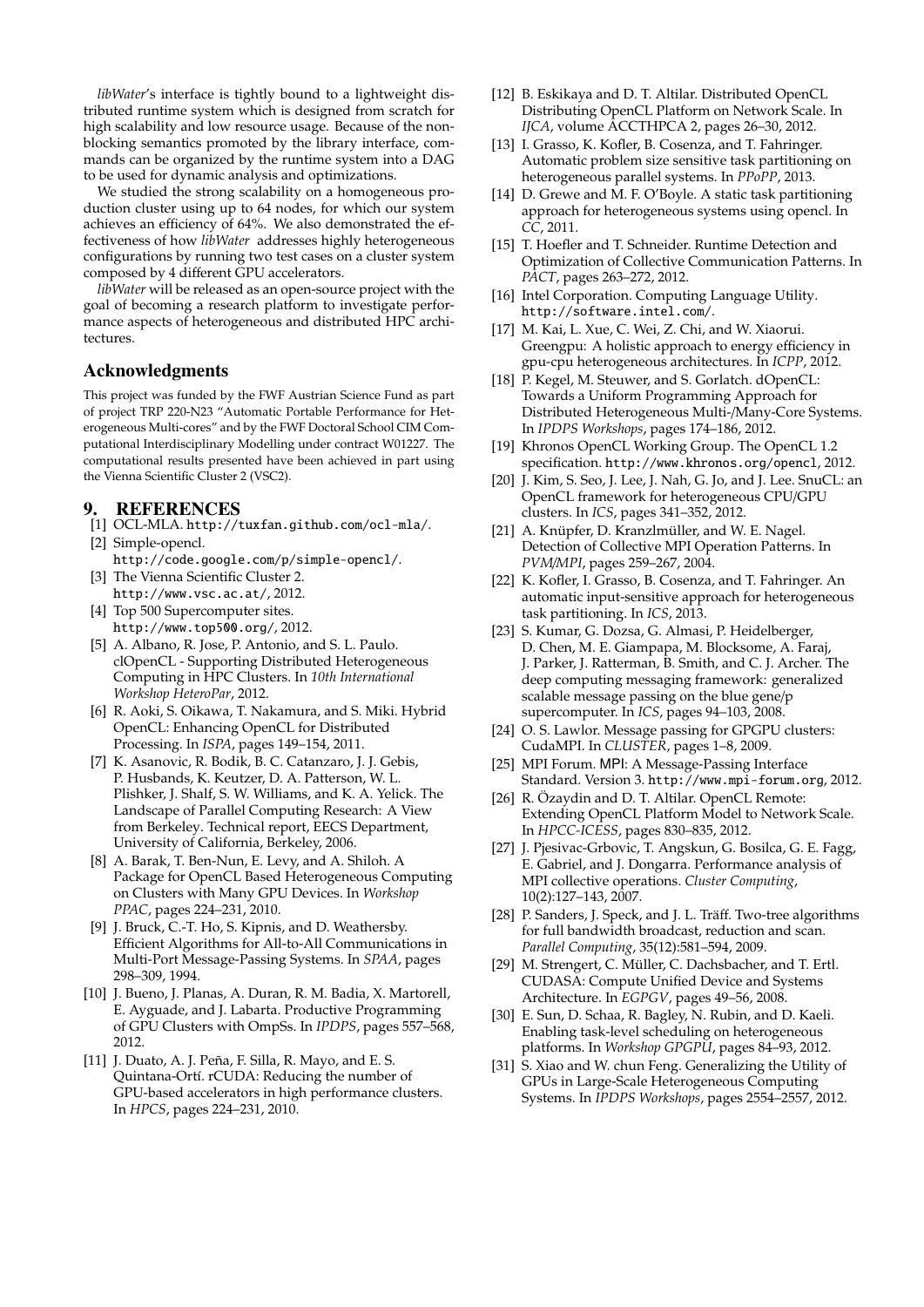*libWater*'s interface is tightly bound to a lightweight distributed runtime system which is designed from scratch for high scalability and low resource usage. Because of the non-blocking semantics promoted by the library interface, commands can be organized by the runtime system into a DAG to be used for dynamic analysis and optimizations.

We studied the strong scalability on a homogeneous production cluster using up to 64 nodes, for which our system achieves an efficiency of 64%. We also demonstrated the effectiveness of how *libWater* addresses highly heterogeneous configurations by running two test cases on a cluster system composed by 4 different GPU accelerators.

*libWater* will be released as an open-source project with the goal of becoming a research platform to investigate performance aspects of heterogeneous and distributed HPC architectures.

## Acknowledgments

This project was funded by the FWF Austrian Science Fund as part of project TRP 220-N23 "Automatic Portable Performance for Heterogeneous Multi-cores" and by the FWF Doctoral School CIM Computational Interdisciplinary Modelling under contract W01227. The computational results presented have been achieved in part using the Vienna Scientific Cluster 2 (VSC2).

## 9. REFERENCES

[1] OCL-MLA. http://tuxfan.github.com/ocl-mla/.

[2] Simple-opencl. http://code.google.com/p/simple-opencl/.

[3] The Vienna Scientific Cluster 2. http://www.vsc.ac.at/, 2012.

[4] Top 500 Supercomputer sites. http://www.top500.org/, 2012.

[5] A. Albano, R. Jose, P. Antonio, and S. L. Paulo. clOpenCL - Supporting Distributed Heterogeneous Computing in HPC Clusters. In *10th International Workshop HeteroPar*, 2012.

[6] R. Aoki, S. Oikawa, T. Nakamura, and S. Miki. Hybrid OpenCL: Enhancing OpenCL for Distributed Processing. In *ISPA*, pages 149–154, 2011.

[7] K. Asanovic, R. Bodik, B. C. Catanzaro, J. J. Gebis, P. Husbands, K. Keutzer, D. A. Patterson, W. L. Plishker, J. Shalf, S. W. Williams, and K. A. Yelick. The Landscape of Parallel Computing Research: A View from Berkeley. Technical report, EECS Department, University of California, Berkeley, 2006.

[8] A. Barak, T. Ben-Nun, E. Levy, and A. Shiloh. A Package for OpenCL Based Heterogeneous Computing on Clusters with Many GPU Devices. In *Workshop PPAC*, pages 224–231, 2010.

[9] J. Bruck, C.-T. Ho, S. Kipnis, and D. Weathersby. Efficient Algorithms for All-to-All Communications in Multi-Port Message-Passing Systems. In *SPAA*, pages 298–309, 1994.

[10] J. Bueno, J. Planas, A. Duran, R. M. Badia, X. Martorell, E. Ayguade, and J. Labarta. Productive Programming of GPU Clusters with OmpSs. In *IPDPS*, pages 557–568, 2012.

[11] J. Duato, A. J. Peña, F. Silla, R. Mayo, and E. S. Quintana-Ortí. rCUDA: Reducing the number of GPU-based accelerators in high performance clusters. In *HPCS*, pages 224–231, 2010.

[12] B. Eskikaya and D. T. Altilar. Distributed OpenCL Distributing OpenCL Platform on Network Scale. In *IJCA*, volume ACCTHPCA 2, pages 26–30, 2012.

[13] I. Grasso, K. Kofler, B. Cosenza, and T. Fahringer. Automatic problem size sensitive task partitioning on heterogeneous parallel systems. In *PPoPP*, 2013.

[14] D. Grewe and M. F. O'Boyle. A static task partitioning approach for heterogeneous systems using opencl. In *CC*, 2011.

[15] T. Hoefler and T. Schneider. Runtime Detection and Optimization of Collective Communication Patterns. In *PACT*, pages 263–272, 2012.

[16] Intel Corporation. Computing Language Utility. http://software.intel.com/.

[17] M. Kai, L. Xue, C. Wei, Z. Chi, and W. Xiaorui. Greengpu: A holistic approach to energy efficiency in gpu-cpu heterogeneous architectures. In *ICPP*, 2012.

[18] P. Kegel, M. Steuwer, and S. Gorlatch. dOpenCL: Towards a Uniform Programming Approach for Distributed Heterogeneous Multi-/Many-Core Systems. In *IPDPS Workshops*, pages 174–186, 2012.

[19] Khronos OpenCL Working Group. The OpenCL 1.2 specification. http://www.khronos.org/opencl, 2012.

[20] J. Kim, S. Seo, J. Lee, J. Nah, G. Jo, and J. Lee. SnuCL: an OpenCL framework for heterogeneous CPU/GPU clusters. In *ICS*, pages 341–352, 2012.

[21] A. Knüpfer, D. Kranzlmüller, and W. E. Nagel. Detection of Collective MPI Operation Patterns. In *PVM/MPI*, pages 259–267, 2004.

[22] K. Kofler, I. Grasso, B. Cosenza, and T. Fahringer. An automatic input-sensitive approach for heterogeneous task partitioning. In *ICS*, 2013.

[23] S. Kumar, G. Dozsa, G. Almasi, P. Heidelberger, D. Chen, M. E. Giampapa, M. Blocksome, A. Faraj, J. Parker, J. Ratterman, B. Smith, and C. J. Archer. The deep computing messaging framework: generalized scalable message passing on the blue gene/p supercomputer. In *ICS*, pages 94–103, 2008.

[24] O. S. Lawlor. Message passing for GPGPU clusters: CudaMPI. In *CLUSTER*, pages 1–8, 2009.

[25] MPI Forum. MPI: A Message-Passing Interface Standard. Version 3. http://www.mpi-forum.org, 2012.

[26] R. Özaydin and D. T. Altilar. OpenCL Remote: Extending OpenCL Platform Model to Network Scale. In *HPCC-ICESS*, pages 830–835, 2012.

[27] J. Pjesivac-Grbovic, T. Angskun, G. Bosilca, G. E. Fagg, E. Gabriel, and J. Dongarra. Performance analysis of MPI collective operations. *Cluster Computing*, 10(2):127–143, 2007.

[28] P. Sanders, J. Speck, and J. L. Träff. Two-tree algorithms for full bandwidth broadcast, reduction and scan. *Parallel Computing*, 35(12):581–594, 2009.

[29] M. Strengert, C. Müller, C. Dachsbacher, and T. Ertl. CUDASA: Compute Unified Device and Systems Architecture. In *EGPGV*, pages 49–56, 2008.

[30] E. Sun, D. Schaa, R. Bagley, N. Rubin, and D. Kaeli. Enabling task-level scheduling on heterogeneous platforms. In *Workshop GPGPU*, pages 84–93, 2012.

[31] S. Xiao and W. chun Feng. Generalizing the Utility of GPUs in Large-Scale Heterogeneous Computing Systems. In *IPDPS Workshops*, pages 2554–2557, 2012.